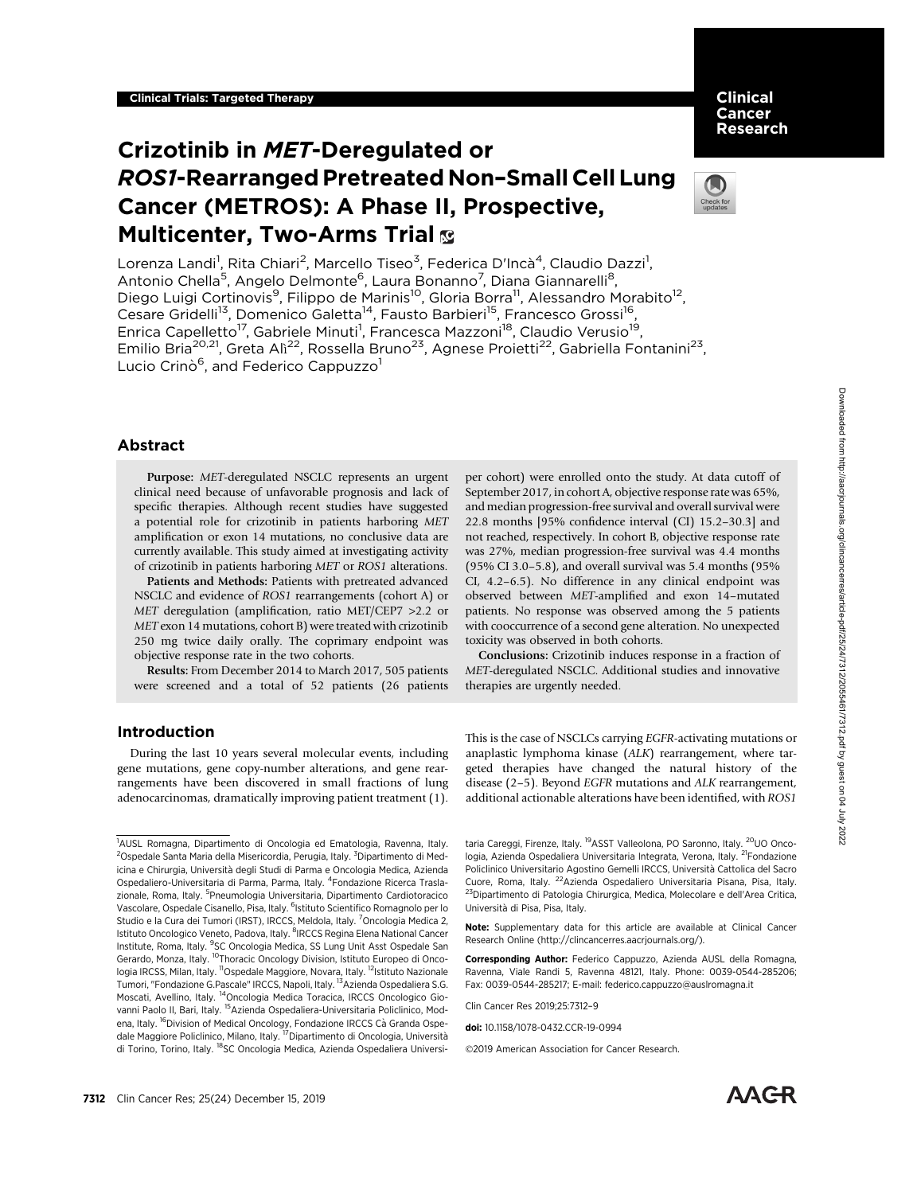Clinical Trials: Targeted Therapy

# Crizotinib in *MET*-Deregulated or *ROS1*-Rearranged Pretreated Non–Small Cell Lung Cancer (METROS): A Phase II, Prospective, Multicenter, Two-Arms Trial

Lorenza Landi[1], Rita Chiari[2], Marcello Tiseo[3], Federica D'Incà[4], Claudio Dazzi[1], Antonio Chella[5], Angelo Delmonte[6], Laura Bonanno[7], Diana Giannarelli[8], Diego Luigi Cortinovis[9], Filippo de Marinis[10], Gloria Borra[11], Alessandro Morabito[12], Cesare Gridelli[13], Domenico Galetta[14], Fausto Barbieri[15], Francesco Grossi[16], Enrica Capelletto[17], Gabriele Minuti[1], Francesca Mazzoni[18], Claudio Verusio[19], Emilio Bria[20,21], Greta Alì[22], Rossella Bruno[23], Agnese Proietti[22], Gabriella Fontanini[23], Lucio Crinò[6], and Federico Cappuzzo[1]

## Abstract

**Purpose:** *MET*-deregulated NSCLC represents an urgent clinical need because of unfavorable prognosis and lack of specific therapies. Although recent studies have suggested a potential role for crizotinib in patients harboring *MET* amplification or exon 14 mutations, no conclusive data are currently available. This study aimed at investigating activity of crizotinib in patients harboring *MET* or *ROS1* alterations.

**Patients and Methods:** Patients with pretreated advanced NSCLC and evidence of *ROS1* rearrangements (cohort A) or *MET* deregulation (amplification, ratio MET/CEP7 >2.2 or *MET* exon 14 mutations, cohort B) were treated with crizotinib 250 mg twice daily orally. The coprimary endpoint was objective response rate in the two cohorts.

**Results:** From December 2014 to March 2017, 505 patients were screened and a total of 52 patients (26 patients per cohort) were enrolled onto the study. At data cutoff of September 2017, in cohort A, objective response rate was 65%, and median progression-free survival and overall survival were 22.8 months [95% confidence interval (CI) 15.2–30.3] and not reached, respectively. In cohort B, objective response rate was 27%, median progression-free survival was 4.4 months (95% CI 3.0–5.8), and overall survival was 5.4 months (95% CI, 4.2–6.5). No difference in any clinical endpoint was observed between *MET*-amplified and exon 14–mutated patients. No response was observed among the 5 patients with cooccurrence of a second gene alteration. No unexpected toxicity was observed in both cohorts.

**Conclusions:** Crizotinib induces response in a fraction of *MET*-deregulated NSCLC. Additional studies and innovative therapies are urgently needed.

## Introduction

During the last 10 years several molecular events, including gene mutations, gene copy-number alterations, and gene rearrangements have been discovered in small fractions of lung adenocarcinomas, dramatically improving patient treatment (1). This is the case of NSCLCs carrying *EGFR*-activating mutations or anaplastic lymphoma kinase (*ALK*) rearrangement, where targeted therapies have changed the natural history of the disease (2–5). Beyond *EGFR* mutations and *ALK* rearrangement, additional actionable alterations have been identified, with *ROS1*

---

[1]AUSL Romagna, Dipartimento di Oncologia ed Ematologia, Ravenna, Italy. [2]Ospedale Santa Maria della Misericordia, Perugia, Italy. [3]Dipartimento di Medicina e Chirurgia, Università degli Studi di Parma e Oncologia Medica, Azienda Ospedaliero-Universitaria di Parma, Parma, Italy. [4]Fondazione Ricerca Traslazionale, Roma, Italy. [5]Pneumologia Universitaria, Dipartimento Cardiotoracico Vascolare, Ospedale Cisanello, Pisa, Italy. [6]Istituto Scientifico Romagnolo per lo Studio e la Cura dei Tumori (IRST), IRCCS, Meldola, Italy. [7]Oncologia Medica 2, Istituto Oncologico Veneto, Padova, Italy. [8]IRCCS Regina Elena National Cancer Institute, Roma, Italy. [9]SC Oncologia Medica, SS Lung Unit Asst Ospedale San Gerardo, Monza, Italy. [10]Thoracic Oncology Division, Istituto Europeo di Oncologia IRCSS, Milan, Italy. [11]Ospedale Maggiore, Novara, Italy. [12]Istituto Nazionale Tumori, "Fondazione G.Pascale" IRCCS, Napoli, Italy. [13]Azienda Ospedaliera S.G. Moscati, Avellino, Italy. [14]Oncologia Medica Toracica, IRCCS Oncologico Giovanni Paolo II, Bari, Italy. [15]Azienda Ospedaliera-Universitaria Policlinico, Modena, Italy. [16]Division of Medical Oncology, Fondazione IRCCS Cà Granda Ospedale Maggiore Policlinico, Milano, Italy. [17]Dipartimento di Oncologia, Università di Torino, Torino, Italy. [18]SC Oncologia Medica, Azienda Ospedaliera Universitaria Careggi, Firenze, Italy. [19]ASST Valleolona, PO Saronno, Italy. [20]UO Oncologia, Azienda Ospedaliera Universitaria Integrata, Verona, Italy. [21]Fondazione Policlinico Universitario Agostino Gemelli IRCCS, Università Cattolica del Sacro Cuore, Roma, Italy. [22]Azienda Ospedaliero Universitaria Pisana, Pisa, Italy. [23]Dipartimento di Patologia Chirurgica, Medica, Molecolare e dell'Area Critica, Università di Pisa, Pisa, Italy.

**Note:** Supplementary data for this article are available at Clinical Cancer Research Online (http://clincancerres.aacrjournals.org/).

**Corresponding Author:** Federico Cappuzzo, Azienda AUSL della Romagna, Ravenna, Viale Randi 5, Ravenna 48121, Italy. Phone: 0039-0544-285206; Fax: 0039-0544-285217; E-mail: federico.cappuzzo@auslromagna.it

Clin Cancer Res 2019;25:7312–9

doi: 10.1158/1078-0432.CCR-19-0994

©2019 American Association for Cancer Research.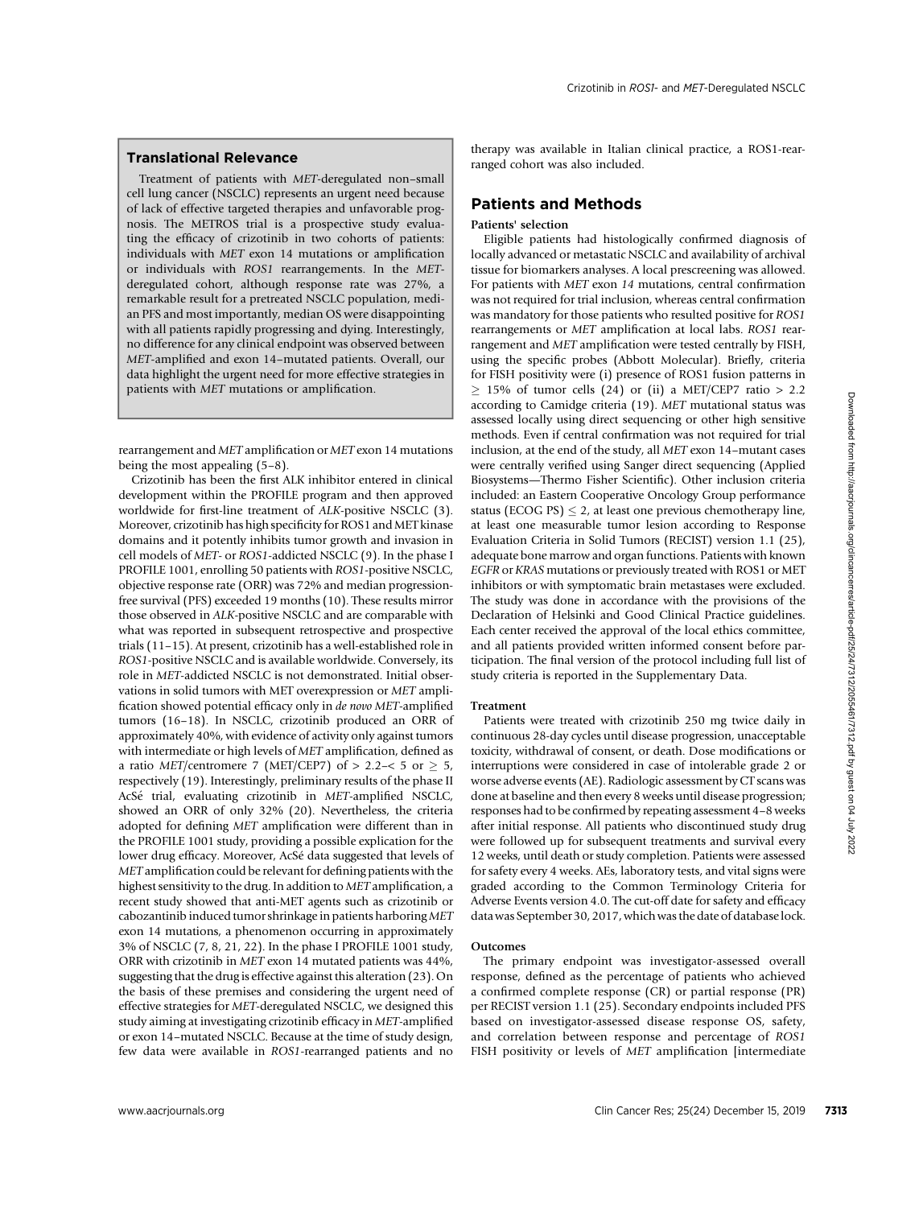### Translational Relevance

Treatment of patients with *MET*-deregulated non–small cell lung cancer (NSCLC) represents an urgent need because of lack of effective targeted therapies and unfavorable prognosis. The METROS trial is a prospective study evaluating the efficacy of crizotinib in two cohorts of patients: individuals with *MET* exon 14 mutations or amplification or individuals with *ROS1* rearrangements. In the *MET*-deregulated cohort, although response rate was 27%, a remarkable result for a pretreated NSCLC population, median PFS and most importantly, median OS were disappointing with all patients rapidly progressing and dying. Interestingly, no difference for any clinical endpoint was observed between *MET*-amplified and exon 14–mutated patients. Overall, our data highlight the urgent need for more effective strategies in patients with *MET* mutations or amplification.

rearrangement and *MET* amplification or *MET* exon 14 mutations being the most appealing (5–8).

Crizotinib has been the first ALK inhibitor entered in clinical development within the PROFILE program and then approved worldwide for first-line treatment of *ALK*-positive NSCLC (3). Moreover, crizotinib has high specificity for ROS1 and MET kinase domains and it potently inhibits tumor growth and invasion in cell models of *MET*- or *ROS1*-addicted NSCLC (9). In the phase I PROFILE 1001, enrolling 50 patients with *ROS1*-positive NSCLC, objective response rate (ORR) was 72% and median progression-free survival (PFS) exceeded 19 months (10). These results mirror those observed in *ALK*-positive NSCLC and are comparable with what was reported in subsequent retrospective and prospective trials (11–15). At present, crizotinib has a well-established role in *ROS1*-positive NSCLC and is available worldwide. Conversely, its role in *MET*-addicted NSCLC is not demonstrated. Initial observations in solid tumors with MET overexpression or *MET* amplification showed potential efficacy only in *de novo MET*-amplified tumors (16–18). In NSCLC, crizotinib produced an ORR of approximately 40%, with evidence of activity only against tumors with intermediate or high levels of *MET* amplification, defined as a ratio *MET*/centromere 7 (MET/CEP7) of > 2.2–< 5 or ≥ 5, respectively (19). Interestingly, preliminary results of the phase II AcSé trial, evaluating crizotinib in *MET*-amplified NSCLC, showed an ORR of only 32% (20). Nevertheless, the criteria adopted for defining *MET* amplification were different than in the PROFILE 1001 study, providing a possible explication for the lower drug efficacy. Moreover, AcSé data suggested that levels of *MET* amplification could be relevant for defining patients with the highest sensitivity to the drug. In addition to *MET* amplification, a recent study showed that anti-MET agents such as crizotinib or cabozantinib induced tumor shrinkage in patients harboring *MET* exon 14 mutations, a phenomenon occurring in approximately 3% of NSCLC (7, 8, 21, 22). In the phase I PROFILE 1001 study, ORR with crizotinib in *MET* exon 14 mutated patients was 44%, suggesting that the drug is effective against this alteration (23). On the basis of these premises and considering the urgent need of effective strategies for *MET*-deregulated NSCLC, we designed this study aiming at investigating crizotinib efficacy in *MET*-amplified or exon 14–mutated NSCLC. Because at the time of study design, few data were available in *ROS1*-rearranged patients and no therapy was available in Italian clinical practice, a ROS1-rearranged cohort was also included.

## Patients and Methods

### Patients' selection

Eligible patients had histologically confirmed diagnosis of locally advanced or metastatic NSCLC and availability of archival tissue for biomarkers analyses. A local prescreening was allowed. For patients with *MET* exon *14* mutations, central confirmation was not required for trial inclusion, whereas central confirmation was mandatory for those patients who resulted positive for *ROS1* rearrangements or *MET* amplification at local labs. *ROS1* rearrangement and *MET* amplification were tested centrally by FISH, using the specific probes (Abbott Molecular). Briefly, criteria for FISH positivity were (i) presence of ROS1 fusion patterns in ≥ 15% of tumor cells (24) or (ii) a MET/CEP7 ratio > 2.2 according to Camidge criteria (19). *MET* mutational status was assessed locally using direct sequencing or other high sensitive methods. Even if central confirmation was not required for trial inclusion, at the end of the study, all *MET* exon 14–mutant cases were centrally verified using Sanger direct sequencing (Applied Biosystems—Thermo Fisher Scientific). Other inclusion criteria included: an Eastern Cooperative Oncology Group performance status (ECOG PS) ≤ 2, at least one previous chemotherapy line, at least one measurable tumor lesion according to Response Evaluation Criteria in Solid Tumors (RECIST) version 1.1 (25), adequate bone marrow and organ functions. Patients with known *EGFR* or *KRAS* mutations or previously treated with ROS1 or MET inhibitors or with symptomatic brain metastases were excluded. The study was done in accordance with the provisions of the Declaration of Helsinki and Good Clinical Practice guidelines. Each center received the approval of the local ethics committee, and all patients provided written informed consent before participation. The final version of the protocol including full list of study criteria is reported in the Supplementary Data.

### Treatment

Patients were treated with crizotinib 250 mg twice daily in continuous 28-day cycles until disease progression, unacceptable toxicity, withdrawal of consent, or death. Dose modifications or interruptions were considered in case of intolerable grade 2 or worse adverse events (AE). Radiologic assessment by CT scans was done at baseline and then every 8 weeks until disease progression; responses had to be confirmed by repeating assessment 4–8 weeks after initial response. All patients who discontinued study drug were followed up for subsequent treatments and survival every 12 weeks, until death or study completion. Patients were assessed for safety every 4 weeks. AEs, laboratory tests, and vital signs were graded according to the Common Terminology Criteria for Adverse Events version 4.0. The cut-off date for safety and efficacy data was September 30, 2017, which was the date of database lock.

### Outcomes

The primary endpoint was investigator-assessed overall response, defined as the percentage of patients who achieved a confirmed complete response (CR) or partial response (PR) per RECIST version 1.1 (25). Secondary endpoints included PFS based on investigator-assessed disease response OS, safety, and correlation between response and percentage of *ROS1* FISH positivity or levels of *MET* amplification [intermediate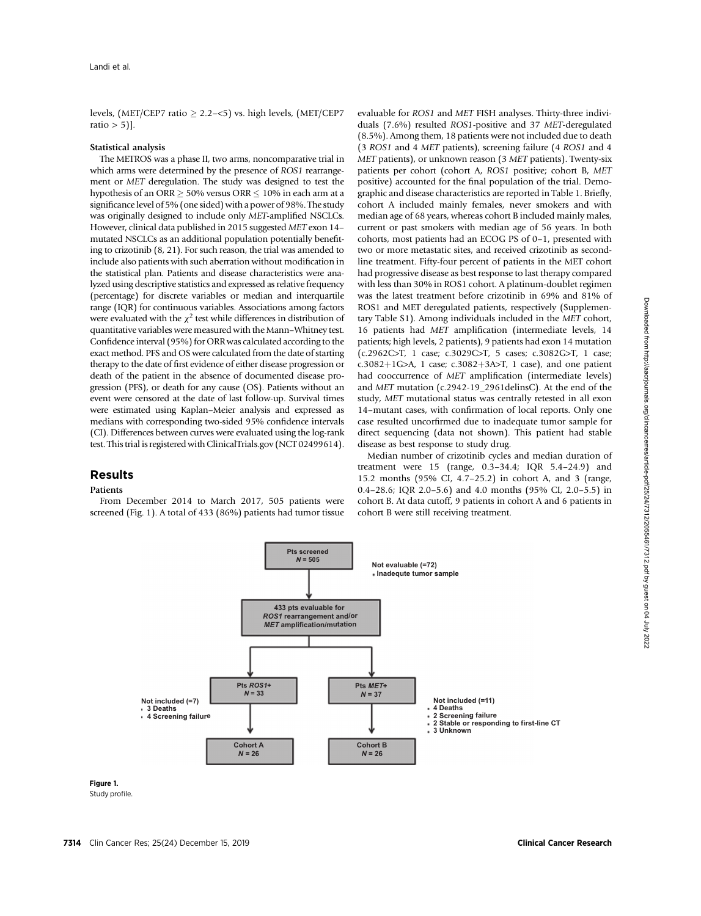levels, (MET/CEP7 ratio ≥ 2.2–<5) vs. high levels, (MET/CEP7 ratio > 5)].

#### Statistical analysis

The METROS was a phase II, two arms, noncomparative trial in which arms were determined by the presence of *ROS1* rearrangement or *MET* deregulation. The study was designed to test the hypothesis of an ORR ≥ 50% versus ORR ≤ 10% in each arm at a significance level of 5% (one sided) with a power of 98%. The study was originally designed to include only *MET*-amplified NSCLCs. However, clinical data published in 2015 suggested *MET* exon 14–mutated NSCLCs as an additional population potentially benefiting to crizotinib (8, 21). For such reason, the trial was amended to include also patients with such aberration without modification in the statistical plan. Patients and disease characteristics were analyzed using descriptive statistics and expressed as relative frequency (percentage) for discrete variables or median and interquartile range (IQR) for continuous variables. Associations among factors were evaluated with the $\chi^2$ test while differences in distribution of quantitative variables were measured with the Mann–Whitney test. Confidence interval (95%) for ORR was calculated according to the exact method. PFS and OS were calculated from the date of starting therapy to the date of first evidence of either disease progression or death of the patient in the absence of documented disease progression (PFS), or death for any cause (OS). Patients without an event were censored at the date of last follow-up. Survival times were estimated using Kaplan–Meier analysis and expressed as medians with corresponding two-sided 95% confidence intervals (CI). Differences between curves were evaluated using the log-rank test. This trial is registered with ClinicalTrials.gov (NCT 02499614).

## Results

#### Patients

From December 2014 to March 2017, 505 patients were screened (Fig. 1). A total of 433 (86%) patients had tumor tissue evaluable for *ROS1* and *MET* FISH analyses. Thirty-three individuals (7.6%) resulted *ROS1*-positive and 37 *MET*-deregulated (8.5%). Among them, 18 patients were not included due to death (3 *ROS1* and 4 *MET* patients), screening failure (4 *ROS1* and 4 *MET* patients), or unknown reason (3 *MET* patients). Twenty-six patients per cohort (cohort A, *ROS1* positive; cohort B, *MET* positive) accounted for the final population of the trial. Demographic and disease characteristics are reported in Table 1. Briefly, cohort A included mainly females, never smokers and with median age of 68 years, whereas cohort B included mainly males, current or past smokers with median age of 56 years. In both cohorts, most patients had an ECOG PS of 0–1, presented with two or more metastatic sites, and received crizotinib as second-line treatment. Fifty-four percent of patients in the MET cohort had progressive disease as best response to last therapy compared with less than 30% in ROS1 cohort. A platinum-doublet regimen was the latest treatment before crizotinib in 69% and 81% of ROS1 and MET deregulated patients, respectively (Supplementary Table S1). Among individuals included in the *MET* cohort, 16 patients had *MET* amplification (intermediate levels, 14 patients; high levels, 2 patients), 9 patients had exon 14 mutation (c.2962C>T, 1 case; c.3029C>T, 5 cases; c.3082G>T, 1 case; c.3082+1G>A, 1 case; c.3082+3A>T, 1 case), and one patient had cooccurrence of *MET* amplification (intermediate levels) and *MET* mutation (c.2942-19_2961delinsC). At the end of the study, *MET* mutational status was centrally retested in all exon 14–mutant cases, with confirmation of local reports. Only one case resulted uncorfirmed due to inadequate tumor sample for direct sequencing (data not shown). This patient had stable disease as best response to study drug.

Median number of crizotinib cycles and median duration of treatment were 15 (range, 0.3–34.4; IQR 5.4–24.9) and 15.2 months (95% CI, 4.7–25.2) in cohort A, and 3 (range, 0.4–28.6; IQR 2.0–5.6) and 4.0 months (95% CI, 2.0–5.5) in cohort B. At data cutoff, 9 patients in cohort A and 6 patients in cohort B were still receiving treatment.

Pts screened N = 505
Not evaluable (=72)
- Inadequte tumor sample

433 pts evaluable for *ROS1* rearrangement and/or *MET* amplification/mutation

Pts *ROS1*+ N = 33 — Not included (=7): 3 Deaths; 4 Screening failure → Cohort A N = 26

Pts *MET*+ N = 37 — Not included (=11): 4 Deaths; 2 Screening failure; 2 Stable or responding to first-line CT; 3 Unknown → Cohort B N = 26

**Figure 1.**
Study profile.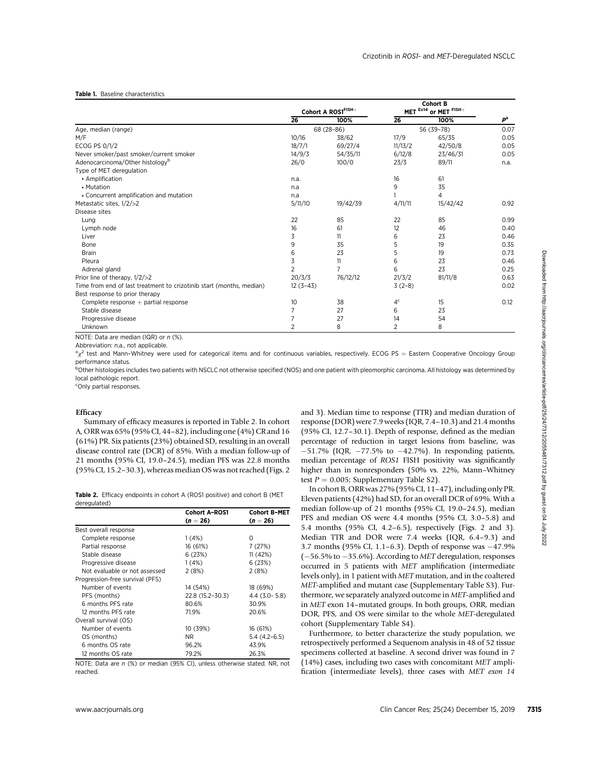**Table 1.** Baseline characteristics

| | Cohort A ROS1[FISH+] | | Cohort B MET [Ex14] or MET [FISH+] | | |
|---|---|---|---|---|---|
| | 26 | 100% | 26 | 100% | $P^a$ |
| Age, median (range) | 68 (28–86) | | 56 (39–78) | | 0.07 |
| M/F | 10/16 | 38/62 | 17/9 | 65/35 | 0.05 |
| ECOG PS 0/1/2 | 18/7/1 | 69/27/4 | 11/13/2 | 42/50/8 | 0.05 |
| Never smoker/past smoker/current smoker | 14/9/3 | 54/35/11 | 6/12/8 | 23/46/31 | 0.05 |
| Adenocarcinoma/Other histology[b] | 26/0 | 100/0 | 23/3 | 89/11 | n.a. |
| Type of MET deregulation | | | | | |
| • Amplification | n.a. | | 16 | 61 | |
| • Mutation | n.a | | 9 | 35 | |
| • Concurrent amplification and mutation | n.a | | 1 | 4 | |
| Metastatic sites, 1/2/>2 | 5/11/10 | 19/42/39 | 4/11/11 | 15/42/42 | 0.92 |
| Disease sites | | | | | |
| Lung | 22 | 85 | 22 | 85 | 0.99 |
| Lymph node | 16 | 61 | 12 | 46 | 0.40 |
| Liver | 3 | 11 | 6 | 23 | 0.46 |
| Bone | 9 | 35 | 5 | 19 | 0.35 |
| Brain | 6 | 23 | 5 | 19 | 0.73 |
| Pleura | 3 | 11 | 6 | 23 | 0.46 |
| Adrenal gland | 2 | 7 | 6 | 23 | 0.25 |
| Prior line of therapy, 1/2/>2 | 20/3/3 | 76/12/12 | 21/3/2 | 81/11/8 | 0.63 |
| Time from end of last treatment to crizotinib start (months, median) | 12 (3–43) | | 3 (2–8) | | 0.02 |
| Best response to prior therapy | | | | | |
| Complete response + partial response | 10 | 38 | 4[c] | 15 | 0.12 |
| Stable disease | 7 | 27 | 6 | 23 | |
| Progressive disease | 7 | 27 | 14 | 54 | |
| Unknown | 2 | 8 | 2 | 8 | |

NOTE: Data are median (IQR) or n (%).

Abbreviation: n.a., not applicable.

[a]$\chi^2$ test and Mann–Whitney were used for categorical items and for continuous variables, respectively. ECOG PS = Eastern Cooperative Oncology Group performance status.

[b]Other histologies includes two patients with NSCLC not otherwise specified (NOS) and one patient with pleomorphic carcinoma. All histology was determined by local pathologic report.

[c]Only partial responses.

### Efficacy

Summary of efficacy measures is reported in Table 2. In cohort A, ORR was 65% (95% CI, 44–82), including one (4%) CR and 16 (61%) PR. Six patients (23%) obtained SD, resulting in an overall disease control rate (DCR) of 85%. With a median follow-up of 21 months (95% CI, 19.0–24.5), median PFS was 22.8 months (95% CI, 15.2–30.3), whereas median OS was not reached (Figs. 2 and 3). Median time to response (TTR) and median duration of response (DOR) were 7.9 weeks (IQR, 7.4–10.3) and 21.4 months (95% CI, 12.7–30.1). Depth of response, defined as the median percentage of reduction in target lesions from baseline, was −51.7% (IQR, −77.5% to −42.7%). In responding patients, median percentage of *ROS1* FISH positivity was significantly higher than in nonresponders (50% vs. 22%, Mann–Whitney test $P = 0.005$; Supplementary Table S2).

**Table 2.** Efficacy endpoints in cohort A (ROS1 positive) and cohort B (MET deregulated)

| | Cohort A–ROS1 ($n = 26$) | Cohort B–MET ($n = 26$) |
|---|---|---|
| Best overall response | | |
| Complete response | 1 (4%) | 0 |
| Partial response | 16 (61%) | 7 (27%) |
| Stable disease | 6 (23%) | 11 (42%) |
| Progressive disease | 1 (4%) | 6 (23%) |
| Not evaluable or not assessed | 2 (8%) | 2 (8%) |
| Progression-free survival (PFS) | | |
| Number of events | 14 (54%) | 18 (69%) |
| PFS (months) | 22.8 (15.2–30.3) | 4.4 (3.0- 5.8) |
| 6 months PFS rate | 80.6% | 30.9% |
| 12 months PFS rate | 71.9% | 20.6% |
| Overall survival (OS) | | |
| Number of events | 10 (39%) | 16 (61%) |
| OS (months) | NR | 5.4 (4.2–6.5) |
| 6 months OS rate | 96.2% | 43.9% |
| 12 months OS rate | 79.2% | 26.3% |

NOTE: Data are n (%) or median (95% CI), unless otherwise stated. NR, not reached.

In cohort B, ORR was 27% (95% CI, 11–47), including only PR. Eleven patients (42%) had SD, for an overall DCR of 69%. With a median follow-up of 21 months (95% CI, 19.0–24.5), median PFS and median OS were 4.4 months (95% CI, 3.0–5.8) and 5.4 months (95% CI, 4.2–6.5), respectively (Figs. 2 and 3). Median TTR and DOR were 7.4 weeks (IQR, 6.4–9.3) and 3.7 months (95% CI, 1.1–6.3). Depth of response was −47.9% (−56.5% to −35.6%). According to *MET* deregulation, responses occurred in 5 patients with *MET* amplification (intermediate levels only), in 1 patient with *MET* mutation, and in the coaltered *MET*-amplified and mutant case (Supplementary Table S3). Furthermore, we separately analyzed outcome in *MET*-amplified and in *MET* exon 14–mutated groups. In both groups, ORR, median DOR, PFS, and OS were similar to the whole *MET*-deregulated cohort (Supplementary Table S4).

Furthermore, to better characterize the study population, we retrospectively performed a Sequenom analysis in 48 of 52 tissue specimens collected at baseline. A second driver was found in 7 (14%) cases, including two cases with concomitant *MET* amplification (intermediate levels), three cases with *MET exon 14*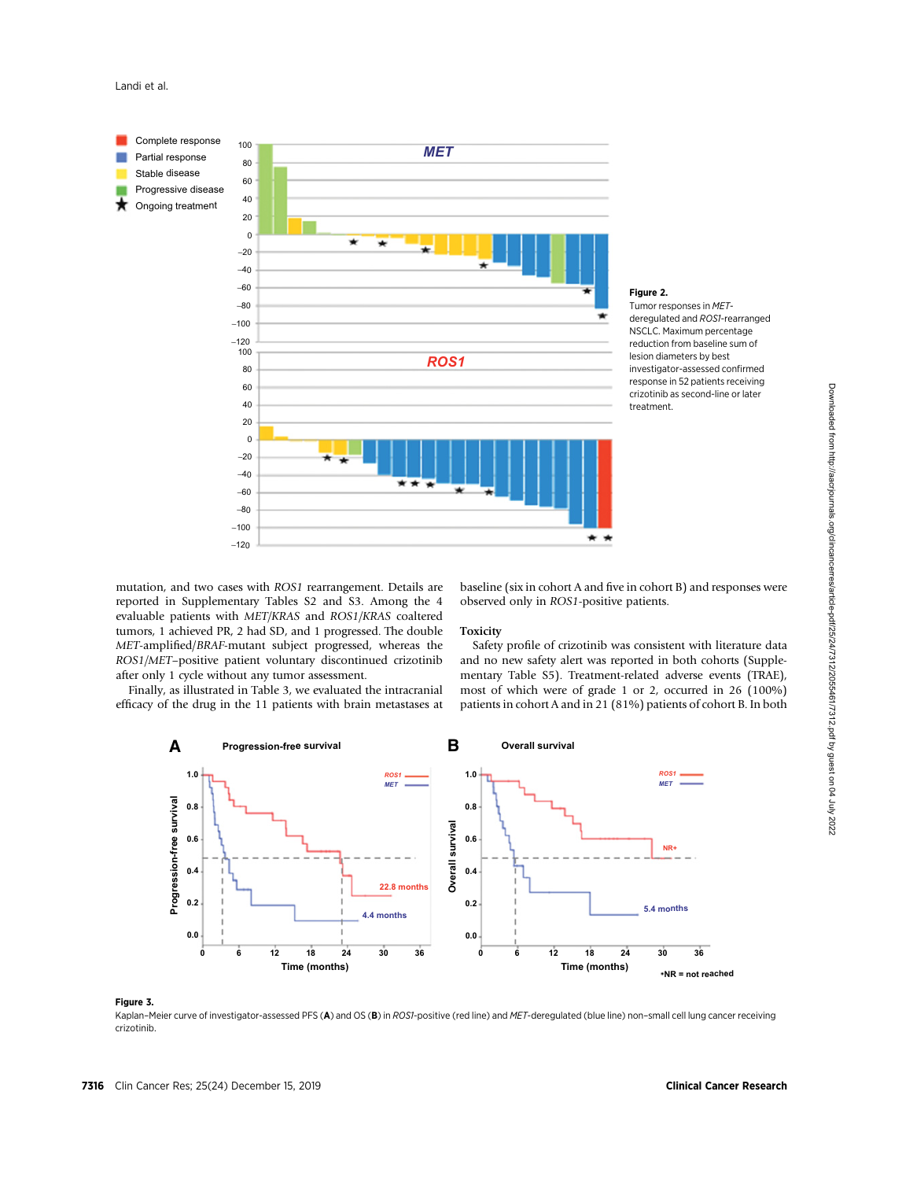Figure 2.
Tumor responses in *MET*-deregulated and *ROS1*-rearranged NSCLC. Maximum percentage reduction from baseline sum of lesion diameters by best investigator-assessed confirmed response in 52 patients receiving crizotinib as second-line or later treatment.

mutation, and two cases with *ROS1* rearrangement. Details are reported in Supplementary Tables S2 and S3. Among the 4 evaluable patients with *MET/KRAS* and *ROS1/KRAS* coaltered tumors, 1 achieved PR, 2 had SD, and 1 progressed. The double *MET*-amplified/*BRAF*-mutant subject progressed, whereas the *ROS1/MET*–positive patient voluntary discontinued crizotinib after only 1 cycle without any tumor assessment.

Finally, as illustrated in Table 3, we evaluated the intracranial efficacy of the drug in the 11 patients with brain metastases at baseline (six in cohort A and five in cohort B) and responses were observed only in *ROS1*-positive patients.

### Toxicity

Safety profile of crizotinib was consistent with literature data and no new safety alert was reported in both cohorts (Supplementary Table S5). Treatment-related adverse events (TRAE), most of which were of grade 1 or 2, occurred in 26 (100%) patients in cohort A and in 21 (81%) patients of cohort B. In both

Figure 3.
Kaplan–Meier curve of investigator-assessed PFS (**A**) and OS (**B**) in *ROS1*-positive (red line) and *MET*-deregulated (blue line) non–small cell lung cancer receiving crizotinib.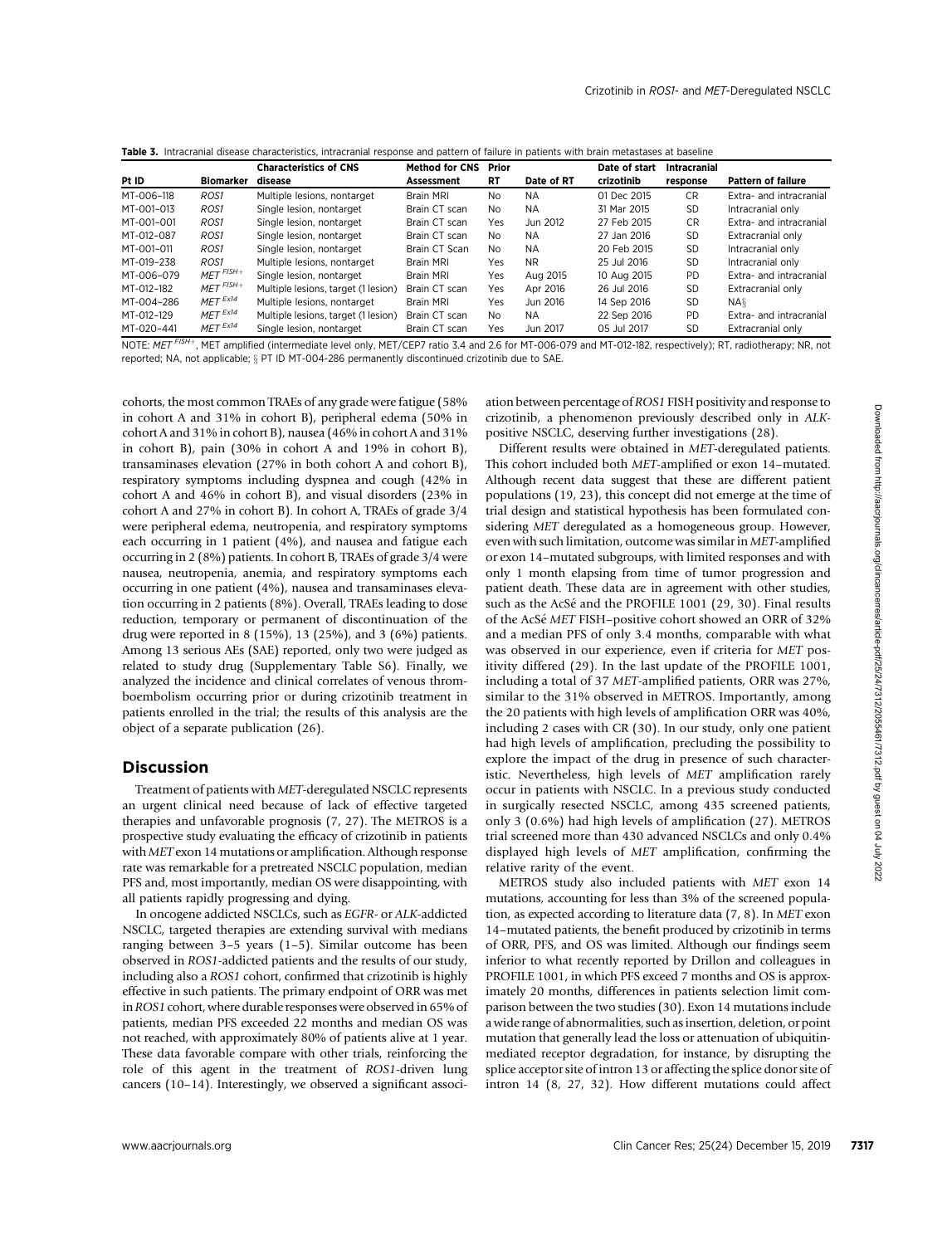**Table 3.** Intracranial disease characteristics, intracranial response and pattern of failure in patients with brain metastases at baseline

| Pt ID | Biomarker | Characteristics of CNS disease | Method for CNS Assessment | Prior RT | Date of RT | Date of start crizotinib | Intracranial response | Pattern of failure |
|---|---|---|---|---|---|---|---|---|
| MT-006–118 | *ROS1* | Multiple lesions, nontarget | Brain MRI | No | NA | 01 Dec 2015 | CR | Extra- and intracranial |
| MT-001–013 | *ROS1* | Single lesion, nontarget | Brain CT scan | No | NA | 31 Mar 2015 | SD | Intracranial only |
| MT-001–001 | *ROS1* | Single lesion, nontarget | Brain CT scan | Yes | Jun 2012 | 27 Feb 2015 | CR | Extra- and intracranial |
| MT-012–087 | *ROS1* | Single lesion, nontarget | Brain CT scan | No | NA | 27 Jan 2016 | SD | Extracranial only |
| MT-001–011 | *ROS1* | Single lesion, nontarget | Brain CT Scan | No | NA | 20 Feb 2015 | SD | Intracranial only |
| MT-019–238 | *ROS1* | Multiple lesions, nontarget | Brain MRI | Yes | NR | 25 Jul 2016 | SD | Intracranial only |
| MT-006–079 | *MET* $^{FISH+}$ | Single lesion, nontarget | Brain MRI | Yes | Aug 2015 | 10 Aug 2015 | PD | Extra- and intracranial |
| MT-012–182 | *MET* $^{FISH+}$ | Multiple lesions, target (1 lesion) | Brain CT scan | Yes | Apr 2016 | 26 Jul 2016 | SD | Extracranial only |
| MT-004–286 | *MET* $^{Ex14}$ | Multiple lesions, nontarget | Brain MRI | Yes | Jun 2016 | 14 Sep 2016 | SD | NA§ |
| MT-012–129 | *MET* $^{Ex14}$ | Multiple lesions, target (1 lesion) | Brain CT scan | No | NA | 22 Sep 2016 | PD | Extra- and intracranial |
| MT-020–441 | *MET* $^{Ex14}$ | Single lesion, nontarget | Brain CT scan | Yes | Jun 2017 | 05 Jul 2017 | SD | Extracranial only |

NOTE: *MET* $^{FISH+}$, MET amplified (intermediate level only, MET/CEP7 ratio 3.4 and 2.6 for MT-006-079 and MT-012-182, respectively); RT, radiotherapy; NR, not reported; NA, not applicable; § PT ID MT-004-286 permanently discontinued crizotinib due to SAE.

cohorts, the most common TRAEs of any grade were fatigue (58% in cohort A and 31% in cohort B), peripheral edema (50% in cohort A and 31% in cohort B), nausea (46% in cohort A and 31% in cohort B), pain (30% in cohort A and 19% in cohort B), transaminases elevation (27% in both cohort A and cohort B), respiratory symptoms including dyspnea and cough (42% in cohort A and 46% in cohort B), and visual disorders (23% in cohort A and 27% in cohort B). In cohort A, TRAEs of grade 3/4 were peripheral edema, neutropenia, and respiratory symptoms each occurring in 1 patient (4%), and nausea and fatigue each occurring in 2 (8%) patients. In cohort B, TRAEs of grade 3/4 were nausea, neutropenia, anemia, and respiratory symptoms each occurring in one patient (4%), nausea and transaminases elevation occurring in 2 patients (8%). Overall, TRAEs leading to dose reduction, temporary or permanent of discontinuation of the drug were reported in 8 (15%), 13 (25%), and 3 (6%) patients. Among 13 serious AEs (SAE) reported, only two were judged as related to study drug (Supplementary Table S6). Finally, we analyzed the incidence and clinical correlates of venous thromboembolism occurring prior or during crizotinib treatment in patients enrolled in the trial; the results of this analysis are the object of a separate publication (26).

## Discussion

Treatment of patients with *MET*-deregulated NSCLC represents an urgent clinical need because of lack of effective targeted therapies and unfavorable prognosis (7, 27). The METROS is a prospective study evaluating the efficacy of crizotinib in patients with *MET* exon 14 mutations or amplification. Although response rate was remarkable for a pretreated NSCLC population, median PFS and, most importantly, median OS were disappointing, with all patients rapidly progressing and dying.

In oncogene addicted NSCLCs, such as *EGFR*- or *ALK*-addicted NSCLC, targeted therapies are extending survival with medians ranging between 3–5 years (1–5). Similar outcome has been observed in *ROS1*-addicted patients and the results of our study, including also a *ROS1* cohort, confirmed that crizotinib is highly effective in such patients. The primary endpoint of ORR was met in *ROS1* cohort, where durable responses were observed in 65% of patients, median PFS exceeded 22 months and median OS was not reached, with approximately 80% of patients alive at 1 year. These data favorable compare with other trials, reinforcing the role of this agent in the treatment of *ROS1*-driven lung cancers (10–14). Interestingly, we observed a significant association between percentage of *ROS1* FISH positivity and response to crizotinib, a phenomenon previously described only in *ALK*-positive NSCLC, deserving further investigations (28).

Different results were obtained in *MET*-deregulated patients. This cohort included both *MET*-amplified or exon 14–mutated. Although recent data suggest that these are different patient populations (19, 23), this concept did not emerge at the time of trial design and statistical hypothesis has been formulated considering *MET* deregulated as a homogeneous group. However, even with such limitation, outcome was similar in *MET*-amplified or exon 14–mutated subgroups, with limited responses and with only 1 month elapsing from time of tumor progression and patient death. These data are in agreement with other studies, such as the AcSé and the PROFILE 1001 (29, 30). Final results of the AcSé *MET* FISH–positive cohort showed an ORR of 32% and a median PFS of only 3.4 months, comparable with what was observed in our experience, even if criteria for *MET* positivity differed (29). In the last update of the PROFILE 1001, including a total of 37 *MET*-amplified patients, ORR was 27%, similar to the 31% observed in METROS. Importantly, among the 20 patients with high levels of amplification ORR was 40%, including 2 cases with CR (30). In our study, only one patient had high levels of amplification, precluding the possibility to explore the impact of the drug in presence of such characteristic. Nevertheless, high levels of *MET* amplification rarely occur in patients with NSCLC. In a previous study conducted in surgically resected NSCLC, among 435 screened patients, only 3 (0.6%) had high levels of amplification (27). METROS trial screened more than 430 advanced NSCLCs and only 0.4% displayed high levels of *MET* amplification, confirming the relative rarity of the event.

METROS study also included patients with *MET* exon 14 mutations, accounting for less than 3% of the screened population, as expected according to literature data (7, 8). In *MET* exon 14–mutated patients, the benefit produced by crizotinib in terms of ORR, PFS, and OS was limited. Although our findings seem inferior to what recently reported by Drillon and colleagues in PROFILE 1001, in which PFS exceed 7 months and OS is approximately 20 months, differences in patients selection limit comparison between the two studies (30). Exon 14 mutations include a wide range of abnormalities, such as insertion, deletion, or point mutation that generally lead the loss or attenuation of ubiquitin-mediated receptor degradation, for instance, by disrupting the splice acceptor site of intron 13 or affecting the splice donor site of intron 14 (8, 27, 32). How different mutations could affect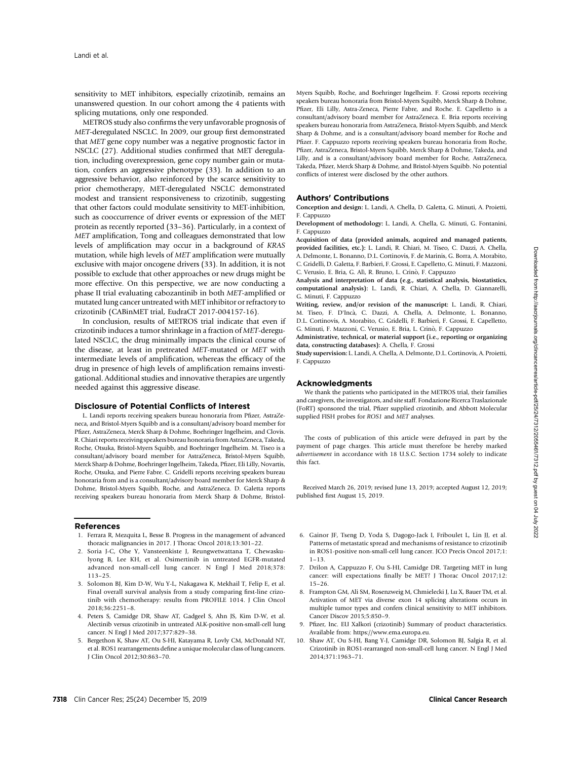sensitivity to MET inhibitors, especially crizotinib, remains an unanswered question. In our cohort among the 4 patients with splicing mutations, only one responded.

METROS study also confirms the very unfavorable prognosis of *MET*-deregulated NSCLC. In 2009, our group first demonstrated that *MET* gene copy number was a negative prognostic factor in NSCLC (27). Additional studies confirmed that MET deregulation, including overexpression, gene copy number gain or mutation, confers an aggressive phenotype (33). In addition to an aggressive behavior, also reinforced by the scarce sensitivity to prior chemotherapy, MET-deregulated NSCLC demonstrated modest and transient responsiveness to crizotinib, suggesting that other factors could modulate sensitivity to MET-inhibition, such as cooccurrence of driver events or expression of the MET protein as recently reported (33–36). Particularly, in a context of *MET* amplification, Tong and colleagues demonstrated that low levels of amplification may occur in a background of *KRAS* mutation, while high levels of *MET* amplification were mutually exclusive with major oncogene drivers (33). In addition, it is not possible to exclude that other approaches or new drugs might be more effective. On this perspective, we are now conducting a phase II trial evaluating cabozantinib in both *MET*-amplified or mutated lung cancer untreated with MET inhibitor or refractory to crizotinib (CABinMET trial, EudraCT 2017-004157-16).

In conclusion, results of METROS trial indicate that even if crizotinib induces a tumor shrinkage in a fraction of *MET*-deregulated NSCLC, the drug minimally impacts the clinical course of the disease, at least in pretreated *MET*-mutated or *MET* with intermediate levels of amplification, whereas the efficacy of the drug in presence of high levels of amplification remains investigational. Additional studies and innovative therapies are urgently needed against this aggressive disease.

## Disclosure of Potential Conflicts of Interest

L. Landi reports receiving speakers bureau honoraria from Pfizer, AstraZeneca, and Bristol-Myers Squibb and is a consultant/advisory board member for Pfizer, AstraZeneca, Merck Sharp & Dohme, Boehringer Ingelheim, and Clovis. R. Chiari reports receiving speakers bureau honoraria from AstraZeneca, Takeda, Roche, Otsuka, Bristol-Myers Squibb, and Boehringer Ingelheim. M. Tiseo is a consultant/advisory board member for AstraZeneca, Bristol-Myers Squibb, Merck Sharp & Dohme, Boehringer Ingelheim, Takeda, Pfizer, Eli Lilly, Novartis, Roche, Otsuka, and Pierre Fabre. C. Gridelli reports receiving speakers bureau honoraria from and is a consultant/advisory board member for Merck Sharp & Dohme, Bristol-Myers Squibb, Roche, and AstraZeneca. D. Galetta reports receiving speakers bureau honoraria from Merck Sharp & Dohme, Bristol-Myers Squibb, Roche, and Boehringer Ingelheim. F. Grossi reports receiving speakers bureau honoraria from Bristol-Myers Squibb, Merck Sharp & Dohme, Pfizer, Eli Lilly, Astra-Zeneca, Pierre Fabre, and Roche. E. Capelletto is a consultant/advisory board member for AstraZeneca. E. Bria reports receiving speakers bureau honoraria from AstraZeneca, Bristol-Myers Squibb, and Merck Sharp & Dohme, and is a consultant/advisory board member for Roche and Pfizer. F. Cappuzzo reports receiving speakers bureau honoraria from Roche, Pfizer, AstraZeneca, Bristol-Myers Squibb, Merck Sharp & Dohme, Takeda, and Lilly, and is a consultant/advisory board member for Roche, AstraZeneca, Takeda, Pfizer, Merck Sharp & Dohme, and Bristol-Myers Squibb. No potential conflicts of interest were disclosed by the other authors.

## Authors' Contributions

**Conception and design:** L. Landi, A. Chella, D. Galetta, G. Minuti, A. Proietti, F. Cappuzzo

**Development of methodology:** L. Landi, A. Chella, G. Minuti, G. Fontanini, F. Cappuzzo

**Acquisition of data (provided animals, acquired and managed patients, provided facilities, etc.):** L. Landi, R. Chiari, M. Tiseo, C. Dazzi, A. Chella, A. Delmonte, L. Bonanno, D.L. Cortinovis, F. de Marinis, G. Borra, A. Morabito, C. Gridelli, D. Galetta, F. Barbieri, F. Grossi, E. Capelletto, G. Minuti, F. Mazzoni, C. Verusio, E. Bria, G. Alì, R. Bruno, L. Crinò, F. Cappuzzo

**Analysis and interpretation of data (e.g., statistical analysis, biostatistics, computational analysis):** L. Landi, R. Chiari, A. Chella, D. Giannarelli, G. Minuti, F. Cappuzzo

**Writing, review, and/or revision of the manuscript:** L. Landi, R. Chiari, M. Tiseo, F. D'Incà, C. Dazzi, A. Chella, A. Delmonte, L. Bonanno, D.L. Cortinovis, A. Morabito, C. Gridelli, F. Barbieri, F. Grossi, E. Capelletto, G. Minuti, F. Mazzoni, C. Verusio, E. Bria, L. Crinò, F. Cappuzzo

**Administrative, technical, or material support (i.e., reporting or organizing data, constructing databases):** A. Chella, F. Grossi

**Study supervision:** L. Landi, A. Chella, A. Delmonte, D.L. Cortinovis, A. Proietti, F. Cappuzzo

## Acknowledgments

We thank the patients who participated in the METROS trial, their families and caregivers, the investigators, and site staff. Fondazione Ricerca Traslazionale (FoRT) sponsored the trial, Pfizer supplied crizotinib, and Abbott Molecular supplied FISH probes for *ROS1* and *MET* analyses.

The costs of publication of this article were defrayed in part by the payment of page charges. This article must therefore be hereby marked *advertisement* in accordance with 18 U.S.C. Section 1734 solely to indicate this fact.

Received March 26, 2019; revised June 13, 2019; accepted August 12, 2019; published first August 15, 2019.

## References

1. Ferrara R, Mezquita L, Besse B. Progress in the management of advanced thoracic malignancies in 2017. J Thorac Oncol 2018;13:301–22.
2. Soria J-C, Ohe Y, Vansteenkiste J, Reungwetwattana T, Chewaskulyong B, Lee KH, et al. Osimertinib in untreated EGFR-mutated advanced non-small-cell lung cancer. N Engl J Med 2018;378: 113–25.
3. Solomon BJ, Kim D-W, Wu Y-L, Nakagawa K, Mekhail T, Felip E, et al. Final overall survival analysis from a study comparing first-line crizotinib with chemotherapy: results from PROFILE 1014. J Clin Oncol 2018;36:2251–8.
4. Peters S, Camidge DR, Shaw AT, Gadgeel S, Ahn JS, Kim D-W, et al. Alectinib versus crizotinib in untreated ALK-positive non-small-cell lung cancer. N Engl J Med 2017;377:829–38.
5. Bergethon K, Shaw AT, Ou S-HI, Katayama R, Lovly CM, McDonald NT, et al. ROS1 rearrangements define a unique molecular class of lung cancers. J Clin Oncol 2012;30:863–70.
6. Gainor JF, Tseng D, Yoda S, Dagogo-Jack I, Friboulet L, Lin JJ, et al. Patterns of metastatic spread and mechanisms of resistance to crizotinib in ROS1-positive non-small-cell lung cancer. JCO Precis Oncol 2017;1: 1–13.
7. Drilon A, Cappuzzo F, Ou S-HI, Camidge DR. Targeting MET in lung cancer: will expectations finally be MET? J Thorac Oncol 2017;12: 15–26.
8. Frampton GM, Ali SM, Rosenzweig M, Chmielecki J, Lu X, Bauer TM, et al. Activation of MET via diverse exon 14 splicing alterations occurs in multiple tumor types and confers clinical sensitivity to MET inhibitors. Cancer Discov 2015;5:850–9.
9. Pfizer, Inc. EU Xalkori (crizotinib) Summary of product characteristics. Available from: https://www.ema.europa.eu.
10. Shaw AT, Ou S-HI, Bang Y-J, Camidge DR, Solomon BJ, Salgia R, et al. Crizotinib in ROS1-rearranged non-small-cell lung cancer. N Engl J Med 2014;371:1963–71.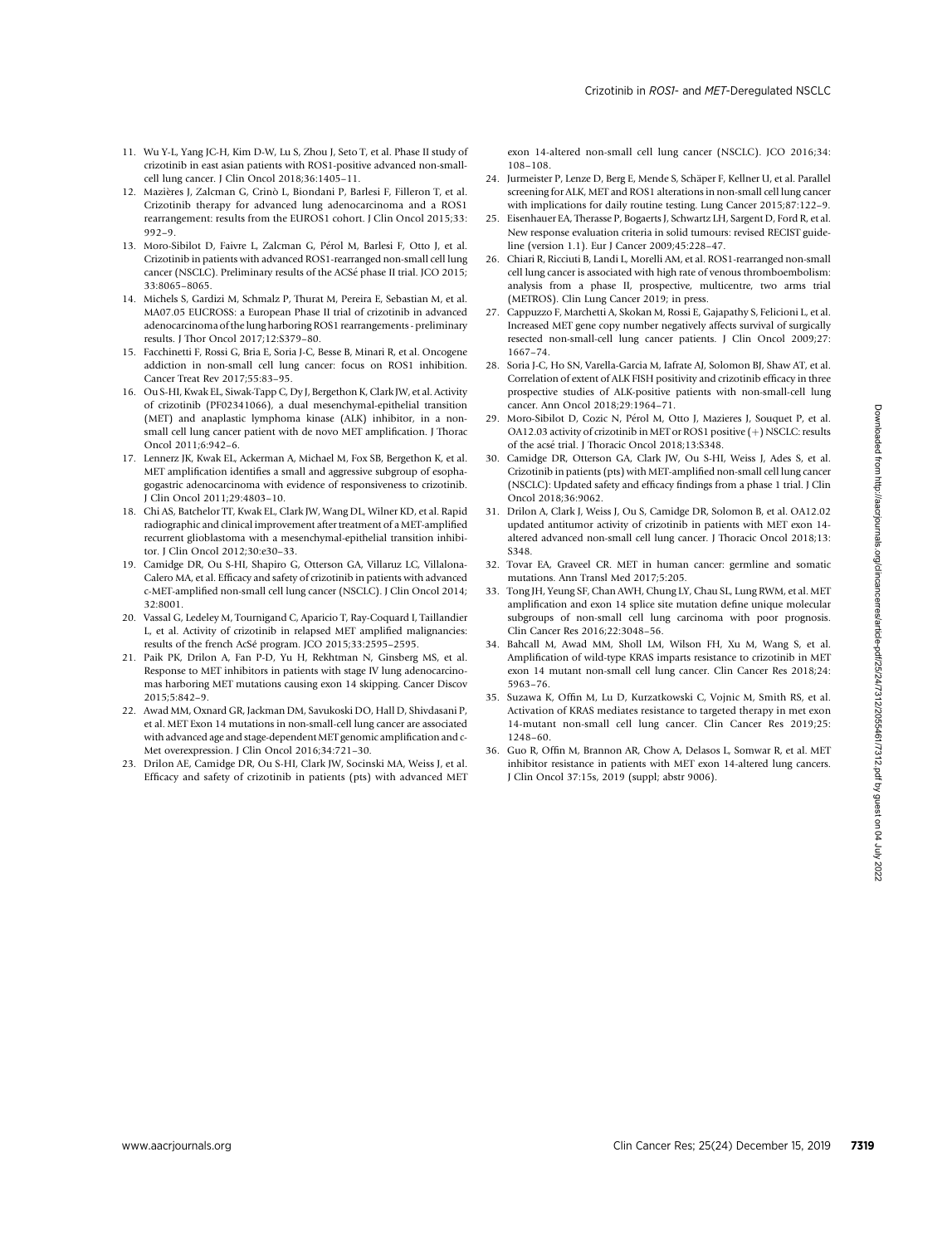11. Wu Y-L, Yang JC-H, Kim D-W, Lu S, Zhou J, Seto T, et al. Phase II study of crizotinib in east asian patients with ROS1-positive advanced non-small-cell lung cancer. J Clin Oncol 2018;36:1405–11.
12. Mazières J, Zalcman G, Crinò L, Biondani P, Barlesi F, Filleron T, et al. Crizotinib therapy for advanced lung adenocarcinoma and a ROS1 rearrangement: results from the EUROS1 cohort. J Clin Oncol 2015;33: 992–9.
13. Moro-Sibilot D, Faivre L, Zalcman G, Pérol M, Barlesi F, Otto J, et al. Crizotinib in patients with advanced ROS1-rearranged non-small cell lung cancer (NSCLC). Preliminary results of the ACSé phase II trial. JCO 2015; 33:8065–8065.
14. Michels S, Gardizi M, Schmalz P, Thurat M, Pereira E, Sebastian M, et al. MA07.05 EUCROSS: a European Phase II trial of crizotinib in advanced adenocarcinoma of the lung harboring ROS1 rearrangements - preliminary results. J Thor Oncol 2017;12:S379–80.
15. Facchinetti F, Rossi G, Bria E, Soria J-C, Besse B, Minari R, et al. Oncogene addiction in non-small cell lung cancer: focus on ROS1 inhibition. Cancer Treat Rev 2017;55:83–95.
16. Ou S-HI, Kwak EL, Siwak-Tapp C, Dy J, Bergethon K, Clark JW, et al. Activity of crizotinib (PF02341066), a dual mesenchymal-epithelial transition (MET) and anaplastic lymphoma kinase (ALK) inhibitor, in a non-small cell lung cancer patient with de novo MET amplification. J Thorac Oncol 2011;6:942–6.
17. Lennerz JK, Kwak EL, Ackerman A, Michael M, Fox SB, Bergethon K, et al. MET amplification identifies a small and aggressive subgroup of esophagogastric adenocarcinoma with evidence of responsiveness to crizotinib. J Clin Oncol 2011;29:4803–10.
18. Chi AS, Batchelor TT, Kwak EL, Clark JW, Wang DL, Wilner KD, et al. Rapid radiographic and clinical improvement after treatment of a MET-amplified recurrent glioblastoma with a mesenchymal-epithelial transition inhibitor. J Clin Oncol 2012;30:e30–33.
19. Camidge DR, Ou S-HI, Shapiro G, Otterson GA, Villaruz LC, Villalona-Calero MA, et al. Efficacy and safety of crizotinib in patients with advanced c-MET-amplified non-small cell lung cancer (NSCLC). J Clin Oncol 2014; 32:8001.
20. Vassal G, Ledeley M, Tournigand C, Aparicio T, Ray-Coquard I, Taillandier L, et al. Activity of crizotinib in relapsed MET amplified malignancies: results of the french AcSé program. JCO 2015;33:2595–2595.
21. Paik PK, Drilon A, Fan P-D, Yu H, Rekhtman N, Ginsberg MS, et al. Response to MET inhibitors in patients with stage IV lung adenocarcinomas harboring MET mutations causing exon 14 skipping. Cancer Discov 2015;5:842–9.
22. Awad MM, Oxnard GR, Jackman DM, Savukoski DO, Hall D, Shivdasani P, et al. MET Exon 14 mutations in non-small-cell lung cancer are associated with advanced age and stage-dependent MET genomic amplification and c-Met overexpression. J Clin Oncol 2016;34:721–30.
23. Drilon AE, Camidge DR, Ou S-HI, Clark JW, Socinski MA, Weiss J, et al. Efficacy and safety of crizotinib in patients (pts) with advanced MET exon 14-altered non-small cell lung cancer (NSCLC). JCO 2016;34: 108–108.
24. Jurmeister P, Lenze D, Berg E, Mende S, Schäper F, Kellner U, et al. Parallel screening for ALK, MET and ROS1 alterations in non-small cell lung cancer with implications for daily routine testing. Lung Cancer 2015;87:122–9.
25. Eisenhauer EA, Therasse P, Bogaerts J, Schwartz LH, Sargent D, Ford R, et al. New response evaluation criteria in solid tumours: revised RECIST guideline (version 1.1). Eur J Cancer 2009;45:228–47.
26. Chiari R, Ricciuti B, Landi L, Morelli AM, et al. ROS1-rearranged non-small cell lung cancer is associated with high rate of venous thromboembolism: analysis from a phase II, prospective, multicentre, two arms trial (METROS). Clin Lung Cancer 2019; in press.
27. Cappuzzo F, Marchetti A, Skokan M, Rossi E, Gajapathy S, Felicioni L, et al. Increased MET gene copy number negatively affects survival of surgically resected non-small-cell lung cancer patients. J Clin Oncol 2009;27: 1667–74.
28. Soria J-C, Ho SN, Varella-Garcia M, Iafrate AJ, Solomon BJ, Shaw AT, et al. Correlation of extent of ALK FISH positivity and crizotinib efficacy in three prospective studies of ALK-positive patients with non-small-cell lung cancer. Ann Oncol 2018;29:1964–71.
29. Moro-Sibilot D, Cozic N, Pérol M, Otto J, Mazieres J, Souquet P, et al. OA12.03 activity of crizotinib in MET or ROS1 positive (+) NSCLC: results of the acsé trial. J Thoracic Oncol 2018;13:S348.
30. Camidge DR, Otterson GA, Clark JW, Ou S-HI, Weiss J, Ades S, et al. Crizotinib in patients (pts) with MET-amplified non-small cell lung cancer (NSCLC): Updated safety and efficacy findings from a phase 1 trial. J Clin Oncol 2018;36:9062.
31. Drilon A, Clark J, Weiss J, Ou S, Camidge DR, Solomon B, et al. OA12.02 updated antitumor activity of crizotinib in patients with MET exon 14-altered advanced non-small cell lung cancer. J Thoracic Oncol 2018;13: S348.
32. Tovar EA, Graveel CR. MET in human cancer: germline and somatic mutations. Ann Transl Med 2017;5:205.
33. Tong JH, Yeung SF, Chan AWH, Chung LY, Chau SL, Lung RWM, et al. MET amplification and exon 14 splice site mutation define unique molecular subgroups of non-small cell lung carcinoma with poor prognosis. Clin Cancer Res 2016;22:3048–56.
34. Bahcall M, Awad MM, Sholl LM, Wilson FH, Xu M, Wang S, et al. Amplification of wild-type KRAS imparts resistance to crizotinib in MET exon 14 mutant non-small cell lung cancer. Clin Cancer Res 2018;24: 5963–76.
35. Suzawa K, Offin M, Lu D, Kurzatkowski C, Vojnic M, Smith RS, et al. Activation of KRAS mediates resistance to targeted therapy in met exon 14-mutant non-small cell lung cancer. Clin Cancer Res 2019;25: 1248–60.
36. Guo R, Offin M, Brannon AR, Chow A, Delasos L, Somwar R, et al. MET inhibitor resistance in patients with MET exon 14-altered lung cancers. J Clin Oncol 37:15s, 2019 (suppl; abstr 9006).